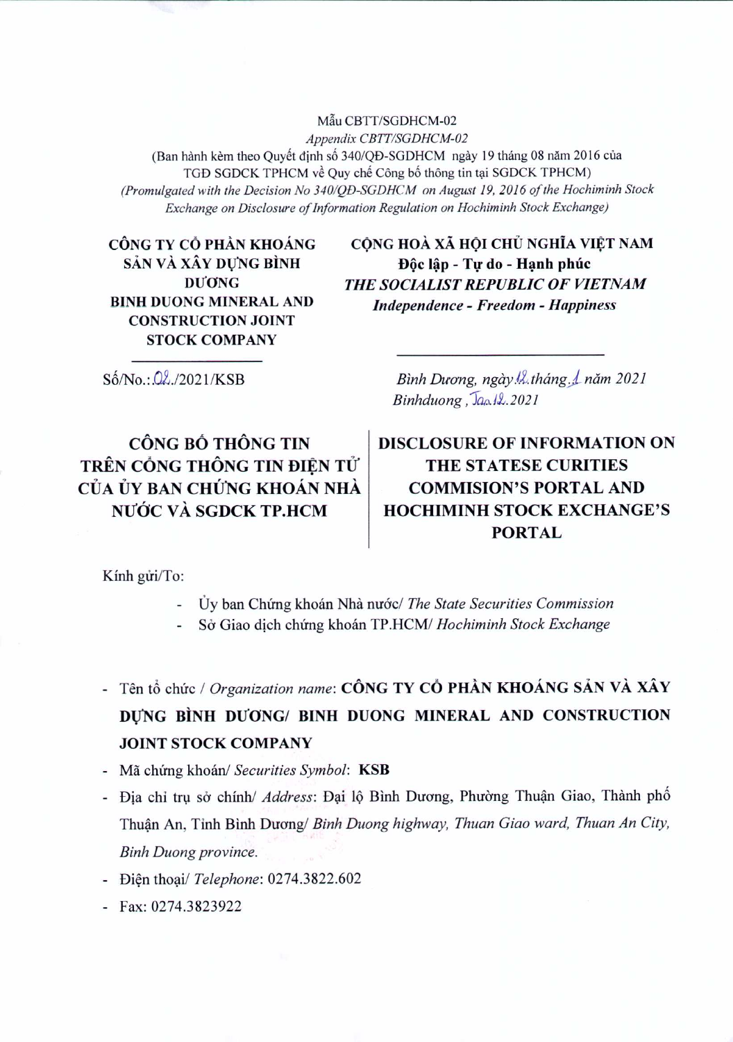Mẫu CBTT/SGDHCM-02

*Appendix CBTT/SGDHCM-02*

(Ban hành kèm theo Quyết định số 340/QĐ-SGDHCM ngày 19 tháng 08 năm 2016 của TGĐ SGDCK TPHCM về Quy chế Công bố thông tin tại SGDCK TPHCM)

*(Promulgated with the Decision No 340/QĐ-SGDHCM on August 19, 2016 of the Hochiminh Stock Exchange on Disclosure of Information Regulation on Hochiminh Stock Exchange)*

**CÔNG TY CỔ PHẦN KHOÁNG SẢN VÀ XÂY DỰNG BÌNH DƯƠNG**
**BINH DUONG MINERAL AND CONSTRUCTION JOINT STOCK COMPANY**

Số/No.: 02./2021/KSB

**CỘNG HOÀ XÃ HỘI CHỦ NGHĨA VIỆT NAM**
**Độc lập - Tự do - Hạnh phúc**
***THE SOCIALIST REPUBLIC OF VIETNAM***
***Independence - Freedom - Happiness***

*Bình Dương, ngày 12 tháng 1 năm 2021*
*Binhduong, Jan 12.2021*

## CÔNG BỐ THÔNG TIN TRÊN CỔNG THÔNG TIN ĐIỆN TỬ CỦA ỦY BAN CHỨNG KHOÁN NHÀ NƯỚC VÀ SGDCK TP.HCM

## DISCLOSURE OF INFORMATION ON THE STATESE CURITIES COMMISION'S PORTAL AND HOCHIMINH STOCK EXCHANGE'S PORTAL

Kính gửi/To:

- Ủy ban Chứng khoán Nhà nước/ *The State Securities Commission*
- Sở Giao dịch chứng khoán TP.HCM/ *Hochiminh Stock Exchange*

- Tên tổ chức / *Organization name*: **CÔNG TY CỔ PHẦN KHOÁNG SẢN VÀ XÂY DỰNG BÌNH DƯƠNG/ BINH DUONG MINERAL AND CONSTRUCTION JOINT STOCK COMPANY**
- Mã chứng khoán/ *Securities Symbol*: **KSB**
- Địa chỉ trụ sở chính/ *Address*: Đại lộ Bình Dương, Phường Thuận Giao, Thành phố Thuận An, Tỉnh Bình Dương/ *Binh Duong highway, Thuan Giao ward, Thuan An City, Binh Duong province.*
- Điện thoại/ *Telephone*: 0274.3822.602
- Fax: 0274.3823922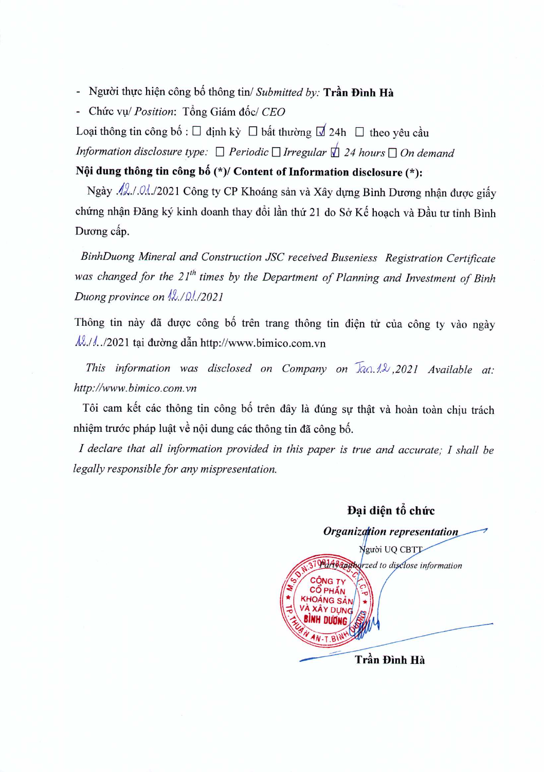- Người thực hiện công bố thông tin/ *Submitted by:* **Trần Đình Hà**
- Chức vụ/ *Position*: Tổng Giám đốc/ *CEO*

Loại thông tin công bố : ☐ định kỳ ☐ bất thường ☑ 24h ☐ theo yêu cầu

*Information disclosure type:* ☐ *Periodic* ☐ *Irregular* ☑ *24 hours* ☐ *On demand*

**Nội dung thông tin công bố (*)/ Content of Information disclosure (*):**

Ngày 12/01/2021 Công ty CP Khoáng sản và Xây dựng Bình Dương nhận được giấy chứng nhận Đăng ký kinh doanh thay đổi lần thứ 21 do Sở Kế hoạch và Đầu tư tỉnh Bình Dương cấp.

*BinhDuong Mineral and Construction JSC received Buseniess Registration Certificate was changed for the 21th times by the Department of Planning and Investment of Binh Duong province on 12/01/2021*

Thông tin này đã được công bố trên trang thông tin điện tử của công ty vào ngày 12/1/2021 tại đường dẫn http://www.bimico.com.vn

*This information was disclosed on Company on Jan.12,2021 Available at: http://www.bimico.com.vn*

Tôi cam kết các thông tin công bố trên đây là đúng sự thật và hoàn toàn chịu trách nhiệm trước pháp luật về nội dung các thông tin đã công bố.

*I declare that all information provided in this paper is true and accurate; I shall be legally responsible for any mispresentation.*

**Đại diện tổ chức**

***Organization representation***

Người UQ CBTT

*Party authorized to disclose information*

**Trần Đình Hà**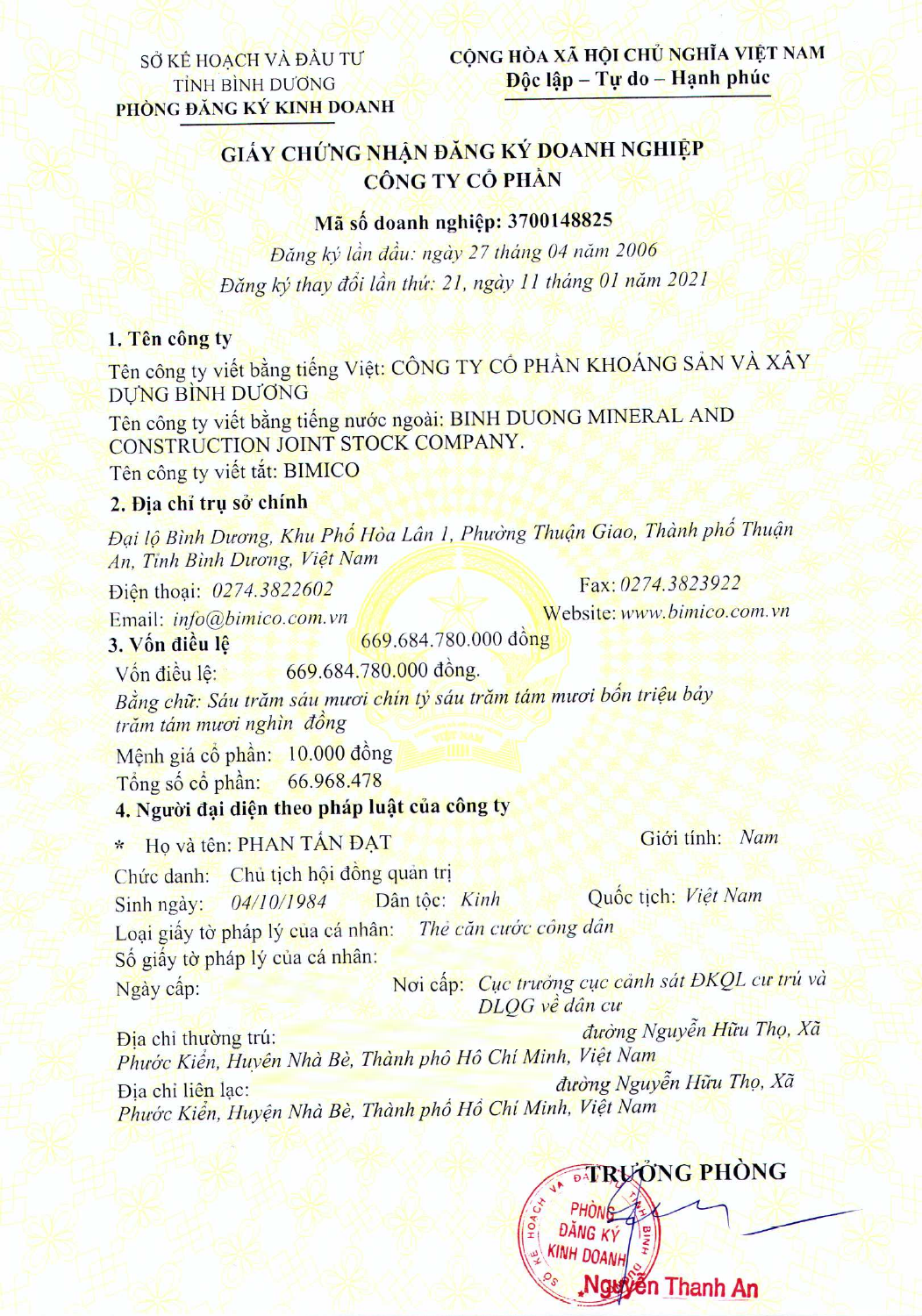SỞ KẾ HOẠCH VÀ ĐẦU TƯ
TỈNH BÌNH DƯƠNG
**PHÒNG ĐĂNG KÝ KINH DOANH**

**CỘNG HÒA XÃ HỘI CHỦ NGHĨA VIỆT NAM**
**Độc lập – Tự do – Hạnh phúc**

# GIẤY CHỨNG NHẬN ĐĂNG KÝ DOANH NGHIỆP
# CÔNG TY CỔ PHẦN

**Mã số doanh nghiệp: 3700148825**

*Đăng ký lần đầu: ngày 27 tháng 04 năm 2006*

*Đăng ký thay đổi lần thứ: 21, ngày 11 tháng 01 năm 2021*

**1. Tên công ty**

Tên công ty viết bằng tiếng Việt: CÔNG TY CỔ PHẦN KHOÁNG SẢN VÀ XÂY DỰNG BÌNH DƯƠNG

Tên công ty viết bằng tiếng nước ngoài: BINH DUONG MINERAL AND CONSTRUCTION JOINT STOCK COMPANY.

Tên công ty viết tắt: BIMICO

**2. Địa chỉ trụ sở chính**

*Đại lộ Bình Dương, Khu Phố Hòa Lân 1, Phường Thuận Giao, Thành phố Thuận An, Tỉnh Bình Dương, Việt Nam*

Điện thoại: *0274.3822602* Fax: *0274.3823922*

Email: *info@bimico.com.vn* Website: *www.bimico.com.vn*

**3. Vốn điều lệ** 669.684.780.000 đồng

Vốn điều lệ: 669.684.780.000 đồng.

*Bằng chữ: Sáu trăm sáu mươi chín tỷ sáu trăm tám mươi bốn triệu bảy trăm tám mươi nghìn đồng*

Mệnh giá cổ phần: 10.000 đồng

Tổng số cổ phần: 66.968.478

**4. Người đại diện theo pháp luật của công ty**

\* Họ và tên: PHAN TẤN ĐẠT Giới tính: *Nam*

Chức danh: Chủ tịch hội đồng quản trị

Sinh ngày: *04/10/1984* Dân tộc: *Kinh* Quốc tịch: *Việt Nam*

Loại giấy tờ pháp lý của cá nhân: *Thẻ căn cước công dân*

Số giấy tờ pháp lý của cá nhân:

Ngày cấp: Nơi cấp: *Cục trưởng cục cảnh sát ĐKQL cư trú và DLQG về dân cư*

Địa chỉ thường trú: *đường Nguyễn Hữu Thọ, Xã Phước Kiển, Huyện Nhà Bè, Thành phố Hồ Chí Minh, Việt Nam*

Địa chỉ liên lạc: *đường Nguyễn Hữu Thọ, Xã Phước Kiển, Huyện Nhà Bè, Thành phố Hồ Chí Minh, Việt Nam*

**TRƯỞNG PHÒNG**

Nguyễn Thanh An